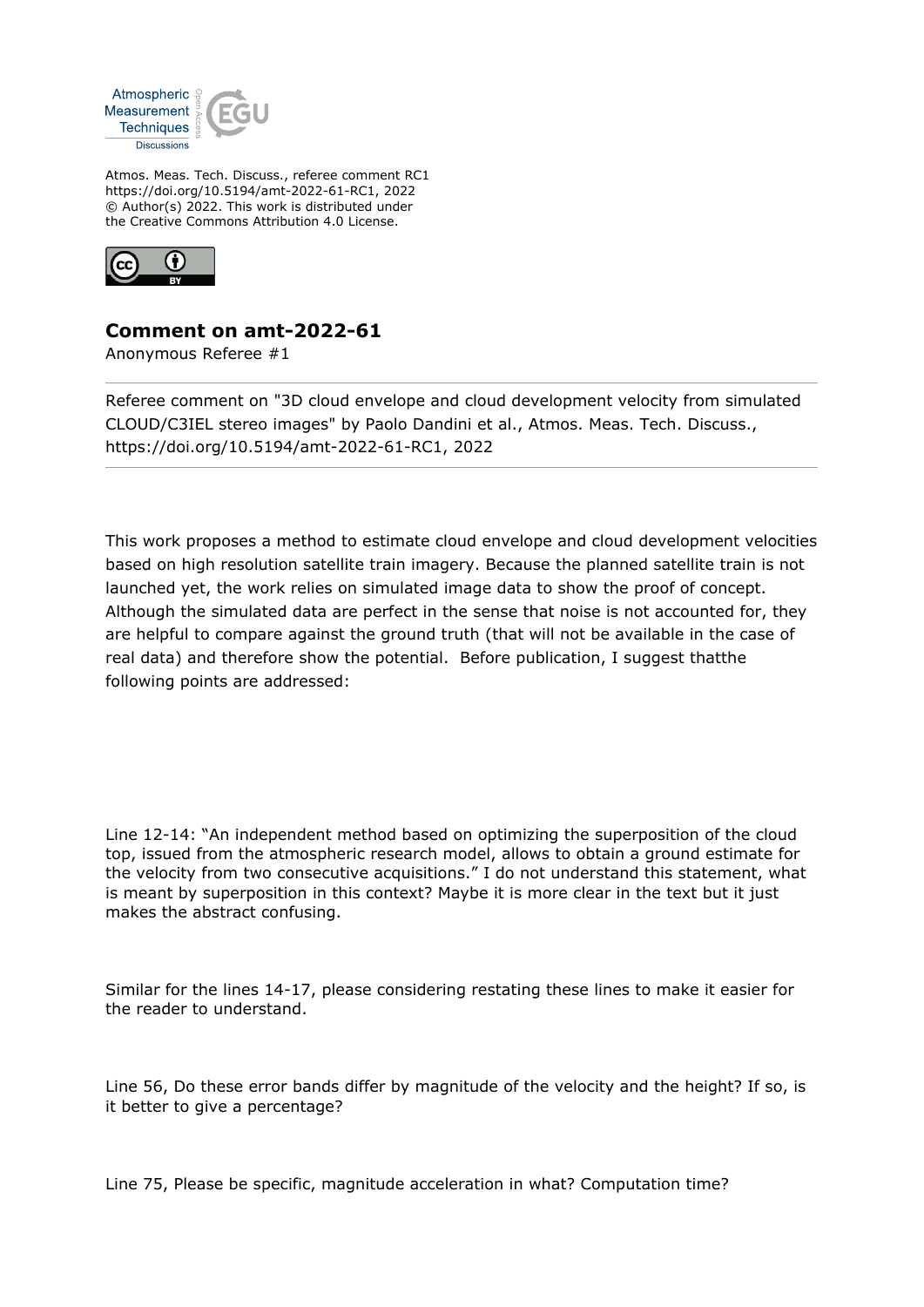Atmos. Meas. Tech. Discuss., referee comment RC1
https://doi.org/10.5194/amt-2022-61-RC1, 2022
© Author(s) 2022. This work is distributed under
the Creative Commons Attribution 4.0 License.

## Comment on amt-2022-61

Anonymous Referee #1

Referee comment on "3D cloud envelope and cloud development velocity from simulated CLOUD/C3IEL stereo images" by Paolo Dandini et al., Atmos. Meas. Tech. Discuss., https://doi.org/10.5194/amt-2022-61-RC1, 2022

This work proposes a method to estimate cloud envelope and cloud development velocities based on high resolution satellite train imagery. Because the planned satellite train is not launched yet, the work relies on simulated image data to show the proof of concept. Although the simulated data are perfect in the sense that noise is not accounted for, they are helpful to compare against the ground truth (that will not be available in the case of real data) and therefore show the potential. Before publication, I suggest thatthe following points are addressed:

Line 12-14: "An independent method based on optimizing the superposition of the cloud top, issued from the atmospheric research model, allows to obtain a ground estimate for the velocity from two consecutive acquisitions." I do not understand this statement, what is meant by superposition in this context? Maybe it is more clear in the text but it just makes the abstract confusing.

Similar for the lines 14-17, please considering restating these lines to make it easier for the reader to understand.

Line 56, Do these error bands differ by magnitude of the velocity and the height? If so, is it better to give a percentage?

Line 75, Please be specific, magnitude acceleration in what? Computation time?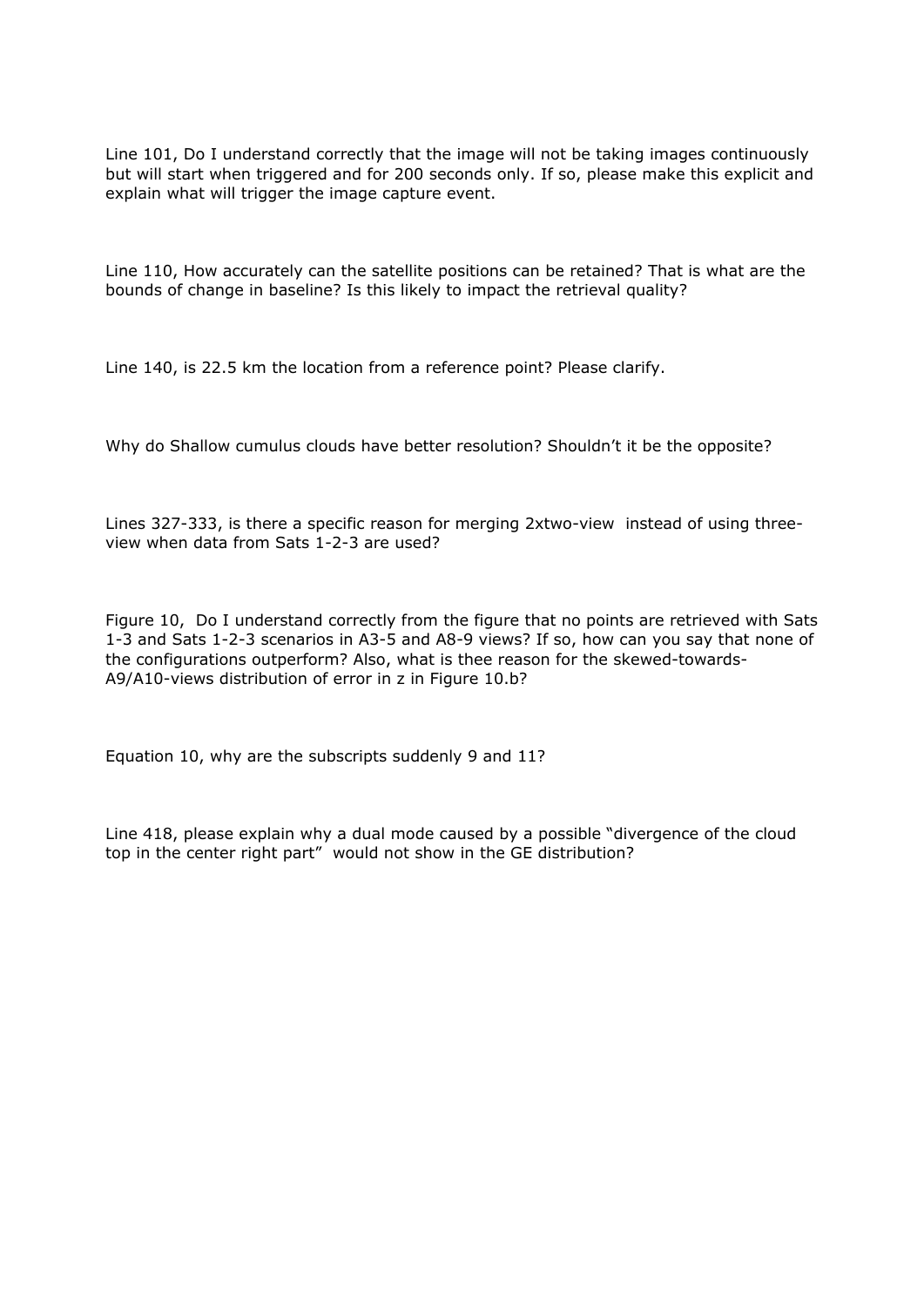Line 101, Do I understand correctly that the image will not be taking images continuously but will start when triggered and for 200 seconds only. If so, please make this explicit and explain what will trigger the image capture event.

Line 110, How accurately can the satellite positions can be retained? That is what are the bounds of change in baseline? Is this likely to impact the retrieval quality?

Line 140, is 22.5 km the location from a reference point? Please clarify.

Why do Shallow cumulus clouds have better resolution? Shouldn't it be the opposite?

Lines 327-333, is there a specific reason for merging 2xtwo-view instead of using three-view when data from Sats 1-2-3 are used?

Figure 10, Do I understand correctly from the figure that no points are retrieved with Sats 1-3 and Sats 1-2-3 scenarios in A3-5 and A8-9 views? If so, how can you say that none of the configurations outperform? Also, what is thee reason for the skewed-towards-A9/A10-views distribution of error in z in Figure 10.b?

Equation 10, why are the subscripts suddenly 9 and 11?

Line 418, please explain why a dual mode caused by a possible "divergence of the cloud top in the center right part" would not show in the GE distribution?